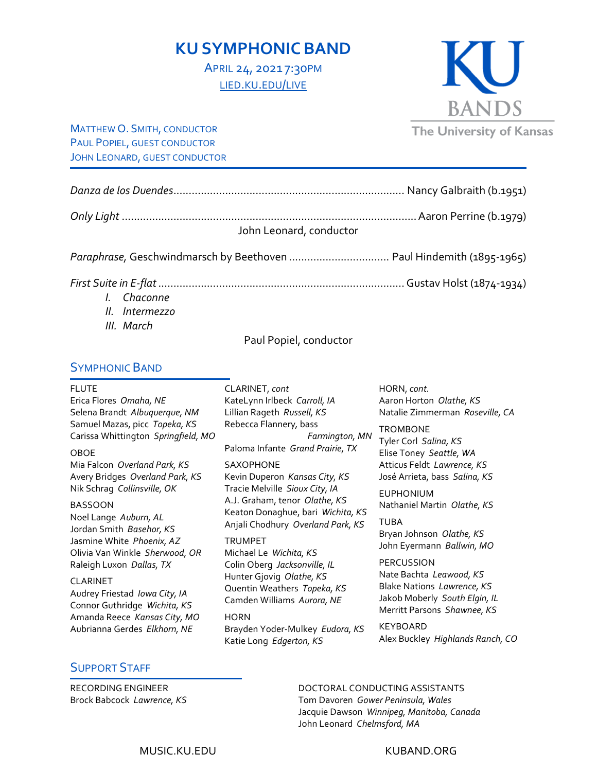# KU SYMPHONIC BAND

APRIL 24, 2021 7:30PM
LIED.KU.EDU/LIVE

KU BANDS
The University of Kansas

MATTHEW O. SMITH, CONDUCTOR
PAUL POPIEL, GUEST CONDUCTOR
JOHN LEONARD, GUEST CONDUCTOR

---

*Danza de los Duendes*............................................................................ Nancy Galbraith (b.1951)

*Only Light* ................................................................................................ Aaron Perrine (b.1979)

John Leonard, conductor

*Paraphrase,* Geschwindmarsch by Beethoven ................................. Paul Hindemith (1895-1965)

*First Suite in E-flat* ................................................................................ Gustav Holst (1874-1934)

- *I. Chaconne*
- *II. Intermezzo*
- *III. March*

Paul Popiel, conductor

## SYMPHONIC BAND

FLUTE
Erica Flores *Omaha, NE*
Selena Brandt *Albuquerque, NM*
Samuel Mazas, picc *Topeka, KS*
Carissa Whittington *Springfield, MO*

OBOE
Mia Falcon *Overland Park, KS*
Avery Bridges *Overland Park, KS*
Nik Schrag *Collinsville, OK*

BASSOON
Noel Lange *Auburn, AL*
Jordan Smith *Basehor, KS*
Jasmine White *Phoenix, AZ*
Olivia Van Winkle *Sherwood, OR*
Raleigh Luxon *Dallas, TX*

CLARINET
Audrey Friestad *Iowa City, IA*
Connor Guthridge *Wichita, KS*
Amanda Reece *Kansas City, MO*
Aubrianna Gerdes *Elkhorn, NE*

CLARINET, *cont*
KateLynn Irlbeck *Carroll, IA*
Lillian Rageth *Russell, KS*
Rebecca Flannery, bass *Farmington, MN*
Paloma Infante *Grand Prairie, TX*

SAXOPHONE
Kevin Duperon *Kansas City, KS*
Tracie Melville *Sioux City, IA*
A.J. Graham, tenor *Olathe, KS*
Keaton Donaghue, bari *Wichita, KS*
Anjali Chodhury *Overland Park, KS*

TRUMPET
Michael Le *Wichita, KS*
Colin Oberg *Jacksonville, IL*
Hunter Gjovig *Olathe, KS*
Quentin Weathers *Topeka, KS*
Camden Williams *Aurora, NE*

HORN
Brayden Yoder-Mulkey *Eudora, KS*
Katie Long *Edgerton, KS*

HORN, *cont.*
Aaron Horton *Olathe, KS*
Natalie Zimmerman *Roseville, CA*

TROMBONE
Tyler Corl *Salina, KS*
Elise Toney *Seattle, WA*
Atticus Feldt *Lawrence, KS*
José Arrieta, bass *Salina, KS*

EUPHONIUM
Nathaniel Martin *Olathe, KS*

TUBA
Bryan Johnson *Olathe, KS*
John Eyermann *Ballwin, MO*

PERCUSSION
Nate Bachta *Leawood, KS*
Blake Nations *Lawrence, KS*
Jakob Moberly *South Elgin, IL*
Merritt Parsons *Shawnee, KS*

KEYBOARD
Alex Buckley *Highlands Ranch, CO*

## SUPPORT STAFF

RECORDING ENGINEER
Brock Babcock *Lawrence, KS*

DOCTORAL CONDUCTING ASSISTANTS
Tom Davoren *Gower Peninsula, Wales*
Jacquie Dawson *Winnipeg, Manitoba, Canada*
John Leonard *Chelmsford, MA*

MUSIC.KU.EDU KUBAND.ORG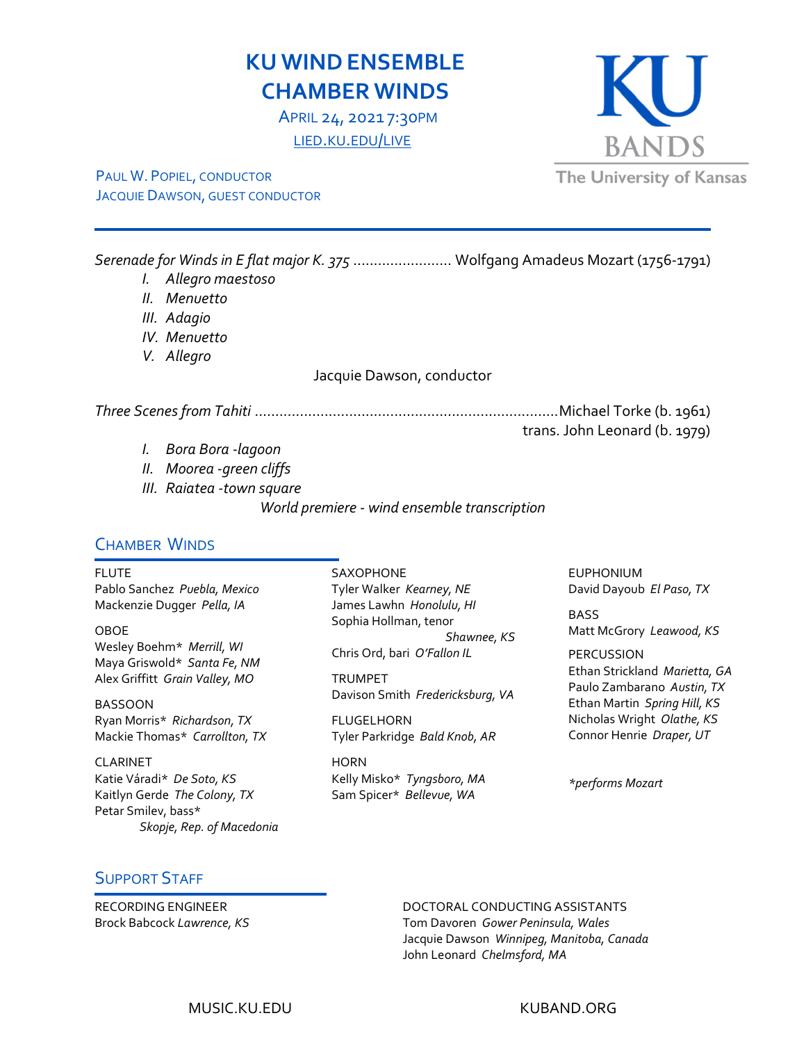# KU WIND ENSEMBLE CHAMBER WINDS

APRIL 24, 2021 7:30PM

LIED.KU.EDU/LIVE

KU BANDS
The University of Kansas

PAUL W. POPIEL, CONDUCTOR
JACQUIE DAWSON, GUEST CONDUCTOR

---

*Serenade for Winds in E flat major K. 375* ........................ Wolfgang Amadeus Mozart (1756-1791)

*I. Allegro maestoso*
*II. Menuetto*
*III. Adagio*
*IV. Menuetto*
*V. Allegro*

Jacquie Dawson, conductor

*Three Scenes from Tahiti* ........................................................................ Michael Torke (b. 1961)
trans. John Leonard (b. 1979)

*I. Bora Bora -lagoon*
*II. Moorea -green cliffs*
*III. Raiatea -town square*

*World premiere - wind ensemble transcription*

## CHAMBER WINDS

FLUTE
Pablo Sanchez *Puebla, Mexico*
Mackenzie Dugger *Pella, IA*

OBOE
Wesley Boehm* *Merrill, WI*
Maya Griswold* *Santa Fe, NM*
Alex Griffitt *Grain Valley, MO*

BASSOON
Ryan Morris* *Richardson, TX*
Mackie Thomas* *Carrollton, TX*

CLARINET
Katie Váradi* *De Soto, KS*
Kaitlyn Gerde *The Colony, TX*
Petar Smilev, bass* *Skopje, Rep. of Macedonia*

SAXOPHONE
Tyler Walker *Kearney, NE*
James Lawhn *Honolulu, HI*
Sophia Hollman, tenor *Shawnee, KS*
Chris Ord, bari *O'Fallon IL*

TRUMPET
Davison Smith *Fredericksburg, VA*

FLUGELHORN
Tyler Parkridge *Bald Knob, AR*

HORN
Kelly Misko* *Tyngsboro, MA*
Sam Spicer* *Bellevue, WA*

EUPHONIUM
David Dayoub *El Paso, TX*

BASS
Matt McGrory *Leawood, KS*

PERCUSSION
Ethan Strickland *Marietta, GA*
Paulo Zambarano *Austin, TX*
Ethan Martin *Spring Hill, KS*
Nicholas Wright *Olathe, KS*
Connor Henrie *Draper, UT*

*\*performs Mozart*

## SUPPORT STAFF

RECORDING ENGINEER
Brock Babcock *Lawrence, KS*

DOCTORAL CONDUCTING ASSISTANTS
Tom Davoren *Gower Peninsula, Wales*
Jacquie Dawson *Winnipeg, Manitoba, Canada*
John Leonard *Chelmsford, MA*

MUSIC.KU.EDU

KUBAND.ORG